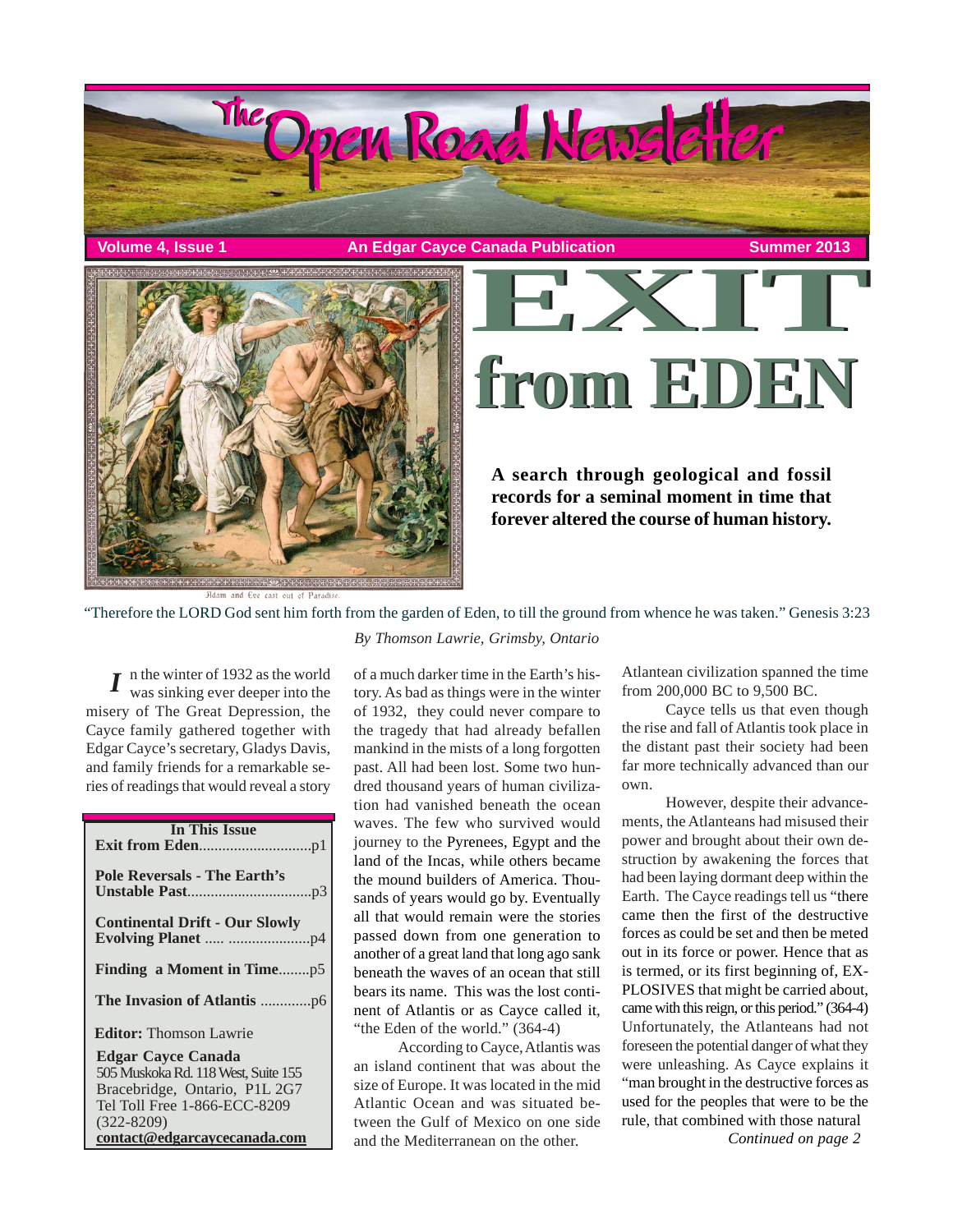# The Open Road Newsletter

**Volume 4, Issue 1** | **An Edgar Cayce Canada Publication** | **Summer 2013**

# EXIT from EDEN

**A search through geological and fossil records for a seminal moment in time that forever altered the course of human history.**

Adam and Eve cast out of Paradise.

"Therefore the LORD God sent him forth from the garden of Eden, to till the ground from whence he was taken." Genesis 3:23

*By Thomson Lawrie, Grimsby, Ontario*

In the winter of 1932 as the world was sinking ever deeper into the misery of The Great Depression, the Cayce family gathered together with Edgar Cayce's secretary, Gladys Davis, and family friends for a remarkable series of readings that would reveal a story of a much darker time in the Earth's history. As bad as things were in the winter of 1932, they could never compare to the tragedy that had already befallen mankind in the mists of a long forgotten past. All had been lost. Some two hundred thousand years of human civilization had vanished beneath the ocean waves. The few who survived would journey to the Pyrenees, Egypt and the land of the Incas, while others became the mound builders of America. Thousands of years would go by. Eventually all that would remain were the stories passed down from one generation to another of a great land that long ago sank beneath the waves of an ocean that still bears its name. This was the lost continent of Atlantis or as Cayce called it, "the Eden of the world." (364-4)

According to Cayce, Atlantis was an island continent that was about the size of Europe. It was located in the mid Atlantic Ocean and was situated between the Gulf of Mexico on one side and the Mediterranean on the other. Atlantean civilization spanned the time from 200,000 BC to 9,500 BC.

Cayce tells us that even though the rise and fall of Atlantis took place in the distant past their society had been far more technically advanced than our own.

However, despite their advancements, the Atlanteans had misused their power and brought about their own destruction by awakening the forces that had been laying dormant deep within the Earth. The Cayce readings tell us "there came then the first of the destructive forces as could be set and then be meted out in its force or power. Hence that as is termed, or its first beginning of, EXPLOSIVES that might be carried about, came with this reign, or this period." (364-4) Unfortunately, the Atlanteans had not foreseen the potential danger of what they were unleashing. As Cayce explains it "man brought in the destructive forces as used for the peoples that were to be the rule, that combined with those natural

*Continued on page 2*

| In This Issue | |
|---|---|
| **Exit from Eden** | p1 |
| **Pole Reversals - The Earth's Unstable Past** | p3 |
| **Continental Drift - Our Slowly Evolving Planet** | p4 |
| **Finding a Moment in Time** | p5 |
| **The Invasion of Atlantis** | p6 |

**Editor:** Thomson Lawrie

**Edgar Cayce Canada**
505 Muskoka Rd. 118 West, Suite 155
Bracebridge, Ontario, P1L 2G7
Tel Toll Free 1-866-ECC-8209 (322-8209)
**contact@edgarcaycecanada.com**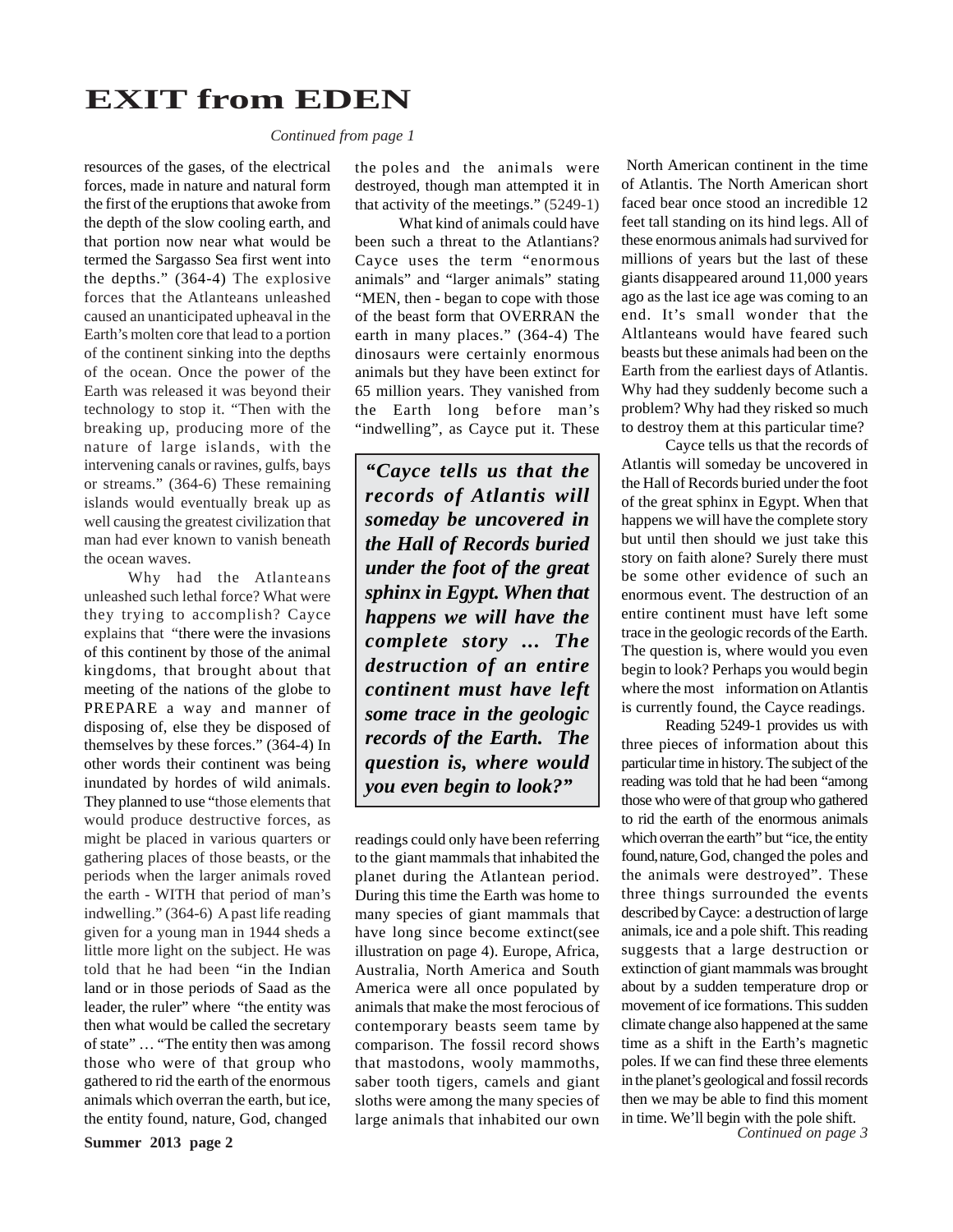# EXIT from EDEN

*Continued from page 1*

resources of the gases, of the electrical forces, made in nature and natural form the first of the eruptions that awoke from the depth of the slow cooling earth, and that portion now near what would be termed the Sargasso Sea first went into the depths." (364-4) The explosive forces that the Atlanteans unleashed caused an unanticipated upheaval in the Earth's molten core that lead to a portion of the continent sinking into the depths of the ocean. Once the power of the Earth was released it was beyond their technology to stop it. "Then with the breaking up, producing more of the nature of large islands, with the intervening canals or ravines, gulfs, bays or streams." (364-6) These remaining islands would eventually break up as well causing the greatest civilization that man had ever known to vanish beneath the ocean waves.

Why had the Atlanteans unleashed such lethal force? What were they trying to accomplish? Cayce explains that "there were the invasions of this continent by those of the animal kingdoms, that brought about that meeting of the nations of the globe to PREPARE a way and manner of disposing of, else they be disposed of themselves by these forces." (364-4) In other words their continent was being inundated by hordes of wild animals. They planned to use "those elements that would produce destructive forces, as might be placed in various quarters or gathering places of those beasts, or the periods when the larger animals roved the earth - WITH that period of man's indwelling." (364-6) A past life reading given for a young man in 1944 sheds a little more light on the subject. He was told that he had been "in the Indian land or in those periods of Saad as the leader, the ruler" where "the entity was then what would be called the secretary of state" … "The entity then was among those who were of that group who gathered to rid the earth of the enormous animals which overran the earth, but ice, the entity found, nature, God, changed the poles and the animals were destroyed, though man attempted it in that activity of the meetings." (5249-1)

What kind of animals could have been such a threat to the Atlantians? Cayce uses the term "enormous animals" and "larger animals" stating "MEN, then - began to cope with those of the beast form that OVERRAN the earth in many places." (364-4) The dinosaurs were certainly enormous animals but they have been extinct for 65 million years. They vanished from the Earth long before man's "indwelling", as Cayce put it. These readings could only have been referring to the giant mammals that inhabited the planet during the Atlantean period. During this time the Earth was home to many species of giant mammals that have long since become extinct(see illustration on page 4). Europe, Africa, Australia, North America and South America were all once populated by animals that make the most ferocious of contemporary beasts seem tame by comparison. The fossil record shows that mastodons, wooly mammoths, saber tooth tigers, camels and giant sloths were among the many species of large animals that inhabited our own North American continent in the time of Atlantis. The North American short faced bear once stood an incredible 12 feet tall standing on its hind legs. All of these enormous animals had survived for millions of years but the last of these giants disappeared around 11,000 years ago as the last ice age was coming to an end. It's small wonder that the Altlanteans would have feared such beasts but these animals had been on the Earth from the earliest days of Atlantis. Why had they suddenly become such a problem? Why had they risked so much to destroy them at this particular time?

> ***"Cayce tells us that the records of Atlantis will someday be uncovered in the Hall of Records buried under the foot of the great sphinx in Egypt. When that happens we will have the complete story … The destruction of an entire continent must have left some trace in the geologic records of the Earth. The question is, where would you even begin to look?"***

Cayce tells us that the records of Atlantis will someday be uncovered in the Hall of Records buried under the foot of the great sphinx in Egypt. When that happens we will have the complete story but until then should we just take this story on faith alone? Surely there must be some other evidence of such an enormous event. The destruction of an entire continent must have left some trace in the geologic records of the Earth. The question is, where would you even begin to look? Perhaps you would begin where the most information on Atlantis is currently found, the Cayce readings.

Reading 5249-1 provides us with three pieces of information about this particular time in history. The subject of the reading was told that he had been "among those who were of that group who gathered to rid the earth of the enormous animals which overran the earth" but "ice, the entity found, nature, God, changed the poles and the animals were destroyed". These three things surrounded the events described by Cayce: a destruction of large animals, ice and a pole shift. This reading suggests that a large destruction or extinction of giant mammals was brought about by a sudden temperature drop or movement of ice formations. This sudden climate change also happened at the same time as a shift in the Earth's magnetic poles. If we can find these three elements in the planet's geological and fossil records then we may be able to find this moment in time. We'll begin with the pole shift.

*Continued on page 3*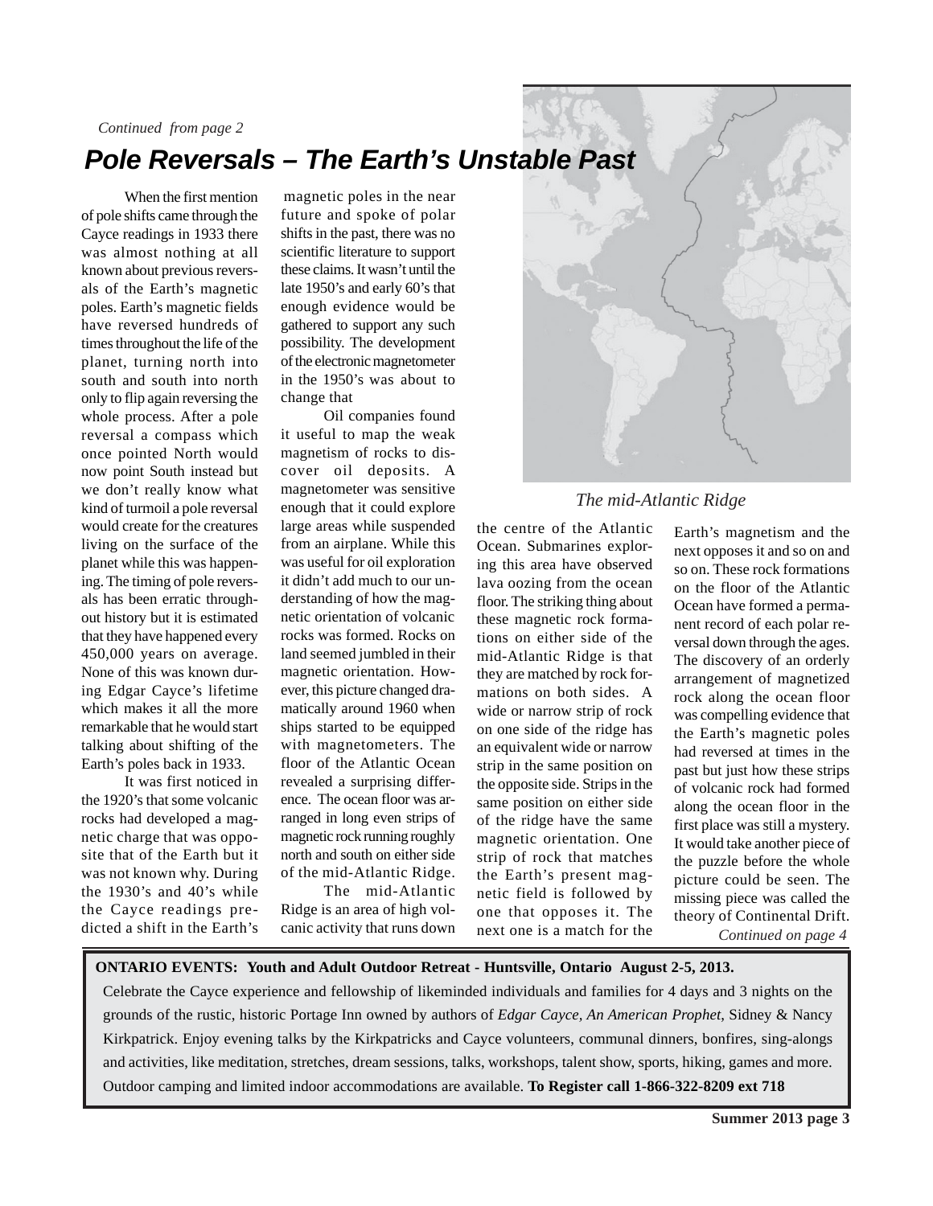*Continued from page 2*

# Pole Reversals – The Earth's Unstable Past

When the first mention of pole shifts came through the Cayce readings in 1933 there was almost nothing at all known about previous reversals of the Earth's magnetic poles. Earth's magnetic fields have reversed hundreds of times throughout the life of the planet, turning north into south and south into north only to flip again reversing the whole process. After a pole reversal a compass which once pointed North would now point South instead but we don't really know what kind of turmoil a pole reversal would create for the creatures living on the surface of the planet while this was happening. The timing of pole reversals has been erratic throughout history but it is estimated that they have happened every 450,000 years on average. None of this was known during Edgar Cayce's lifetime which makes it all the more remarkable that he would start talking about shifting of the Earth's poles back in 1933.

It was first noticed in the 1920's that some volcanic rocks had developed a magnetic charge that was opposite that of the Earth but it was not known why. During the 1930's and 40's while the Cayce readings predicted a shift in the Earth's magnetic poles in the near future and spoke of polar shifts in the past, there was no scientific literature to support these claims. It wasn't until the late 1950's and early 60's that enough evidence would be gathered to support any such possibility. The development of the electronic magnetometer in the 1950's was about to change that

Oil companies found it useful to map the weak magnetism of rocks to discover oil deposits. A magnetometer was sensitive enough that it could explore large areas while suspended from an airplane. While this was useful for oil exploration it didn't add much to our understanding of how the magnetic orientation of volcanic rocks was formed. Rocks on land seemed jumbled in their magnetic orientation. However, this picture changed dramatically around 1960 when ships started to be equipped with magnetometers. The floor of the Atlantic Ocean revealed a surprising difference. The ocean floor was arranged in long even strips of magnetic rock running roughly north and south on either side of the mid-Atlantic Ridge.

*The mid-Atlantic Ridge*

The mid-Atlantic Ridge is an area of high volcanic activity that runs down the centre of the Atlantic Ocean. Submarines exploring this area have observed lava oozing from the ocean floor. The striking thing about these magnetic rock formations on either side of the mid-Atlantic Ridge is that they are matched by rock formations on both sides. A wide or narrow strip of rock on one side of the ridge has an equivalent wide or narrow strip in the same position on the opposite side. Strips in the same position on either side of the ridge have the same magnetic orientation. One strip of rock that matches the Earth's present magnetic field is followed by one that opposes it. The next one is a match for the Earth's magnetism and the next opposes it and so on and so on. These rock formations on the floor of the Atlantic Ocean have formed a permanent record of each polar reversal down through the ages. The discovery of an orderly arrangement of magnetized rock along the ocean floor was compelling evidence that the Earth's magnetic poles had reversed at times in the past but just how these strips of volcanic rock had formed along the ocean floor in the first place was still a mystery. It would take another piece of the puzzle before the whole picture could be seen. The missing piece was called the theory of Continental Drift.

*Continued on page 4*

**ONTARIO EVENTS: Youth and Adult Outdoor Retreat - Huntsville, Ontario August 2-5, 2013.**

Celebrate the Cayce experience and fellowship of likeminded individuals and families for 4 days and 3 nights on the grounds of the rustic, historic Portage Inn owned by authors of *Edgar Cayce, An American Prophet*, Sidney & Nancy Kirkpatrick. Enjoy evening talks by the Kirkpatricks and Cayce volunteers, communal dinners, bonfires, sing-alongs and activities, like meditation, stretches, dream sessions, talks, workshops, talent show, sports, hiking, games and more. Outdoor camping and limited indoor accommodations are available. **To Register call 1-866-322-8209 ext 718**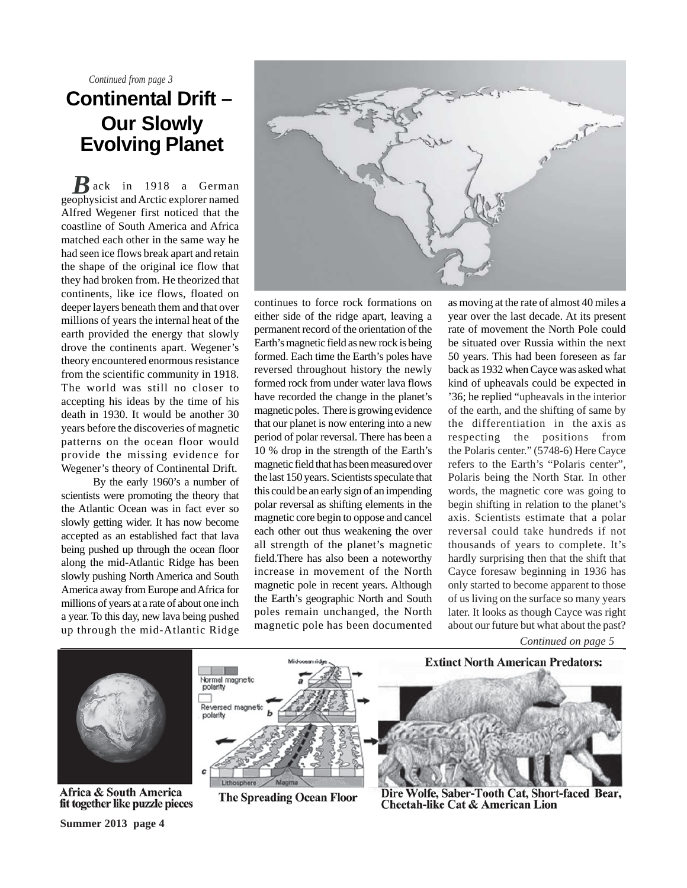*Continued from page 3*

# Continental Drift – Our Slowly Evolving Planet

**B**ack in 1918 a German geophysicist and Arctic explorer named Alfred Wegener first noticed that the coastline of South America and Africa matched each other in the same way he had seen ice flows break apart and retain the shape of the original ice flow that they had broken from. He theorized that continents, like ice flows, floated on deeper layers beneath them and that over millions of years the internal heat of the earth provided the energy that slowly drove the continents apart. Wegener's theory encountered enormous resistance from the scientific community in 1918. The world was still no closer to accepting his ideas by the time of his death in 1930. It would be another 30 years before the discoveries of magnetic patterns on the ocean floor would provide the missing evidence for Wegener's theory of Continental Drift.

By the early 1960's a number of scientists were promoting the theory that the Atlantic Ocean was in fact ever so slowly getting wider. It has now become accepted as an established fact that lava being pushed up through the ocean floor along the mid-Atlantic Ridge has been slowly pushing North America and South America away from Europe and Africa for millions of years at a rate of about one inch a year. To this day, new lava being pushed up through the mid-Atlantic Ridge continues to force rock formations on either side of the ridge apart, leaving a permanent record of the orientation of the Earth's magnetic field as new rock is being formed. Each time the Earth's poles have reversed throughout history the newly formed rock from under water lava flows have recorded the change in the planet's magnetic poles. There is growing evidence that our planet is now entering into a new period of polar reversal. There has been a 10 % drop in the strength of the Earth's magnetic field that has been measured over the last 150 years. Scientists speculate that this could be an early sign of an impending polar reversal as shifting elements in the magnetic core begin to oppose and cancel each other out thus weakening the over all strength of the planet's magnetic field.There has also been a noteworthy increase in movement of the North magnetic pole in recent years. Although the Earth's geographic North and South poles remain unchanged, the North magnetic pole has been documented as moving at the rate of almost 40 miles a year over the last decade. At its present rate of movement the North Pole could be situated over Russia within the next 50 years. This had been foreseen as far back as 1932 when Cayce was asked what kind of upheavals could be expected in '36; he replied "upheavals in the interior of the earth, and the shifting of same by the differentiation in the axis as respecting the positions from the Polaris center." (5748-6) Here Cayce refers to the Earth's "Polaris center", Polaris being the North Star. In other words, the magnetic core was going to begin shifting in relation to the planet's axis. Scientists estimate that a polar reversal could take hundreds if not thousands of years to complete. It's hardly surprising then that the shift that Cayce foresaw beginning in 1936 has only started to become apparent to those of us living on the surface so many years later. It looks as though Cayce was right about our future but what about the past?

*Continued on page 5*

**Africa & South America fit together like puzzle pieces**

**The Spreading Ocean Floor**

**Extinct North American Predators:**

**Dire Wolfe, Saber-Tooth Cat, Short-faced Bear, Cheetah-like Cat & American Lion**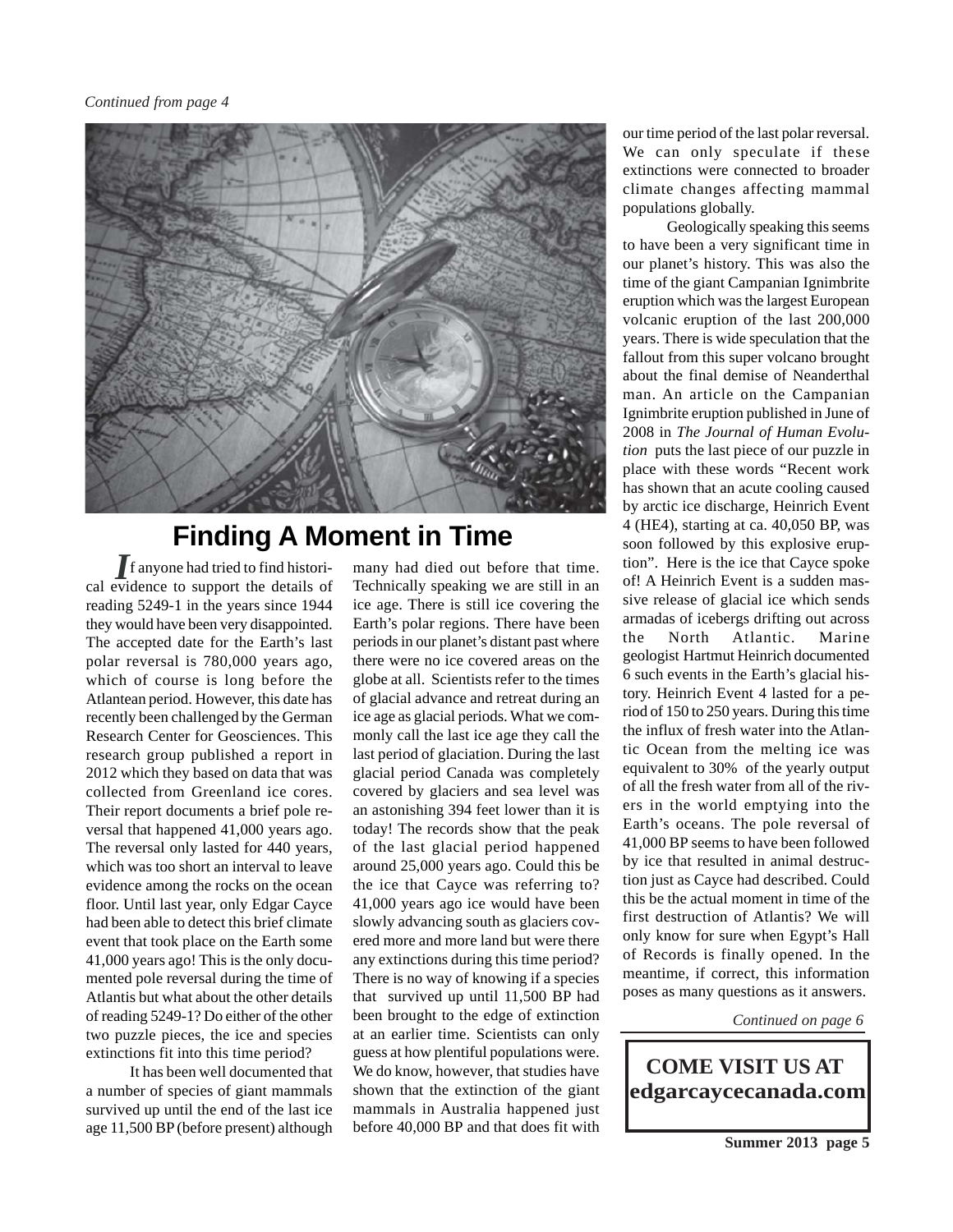*Continued from page 4*

# Finding A Moment in Time

If anyone had tried to find historical evidence to support the details of reading 5249-1 in the years since 1944 they would have been very disappointed. The accepted date for the Earth's last polar reversal is 780,000 years ago, which of course is long before the Atlantean period. However, this date has recently been challenged by the German Research Center for Geosciences. This research group published a report in 2012 which they based on data that was collected from Greenland ice cores. Their report documents a brief pole reversal that happened 41,000 years ago. The reversal only lasted for 440 years, which was too short an interval to leave evidence among the rocks on the ocean floor. Until last year, only Edgar Cayce had been able to detect this brief climate event that took place on the Earth some 41,000 years ago! This is the only documented pole reversal during the time of Atlantis but what about the other details of reading 5249-1? Do either of the other two puzzle pieces, the ice and species extinctions fit into this time period?

It has been well documented that a number of species of giant mammals survived up until the end of the last ice age 11,500 BP (before present) although many had died out before that time. Technically speaking we are still in an ice age. There is still ice covering the Earth's polar regions. There have been periods in our planet's distant past where there were no ice covered areas on the globe at all. Scientists refer to the times of glacial advance and retreat during an ice age as glacial periods. What we commonly call the last ice age they call the last period of glaciation. During the last glacial period Canada was completely covered by glaciers and sea level was an astonishing 394 feet lower than it is today! The records show that the peak of the last glacial period happened around 25,000 years ago. Could this be the ice that Cayce was referring to? 41,000 years ago ice would have been slowly advancing south as glaciers covered more and more land but were there any extinctions during this time period? There is no way of knowing if a species that survived up until 11,500 BP had been brought to the edge of extinction at an earlier time. Scientists can only guess at how plentiful populations were. We do know, however, that studies have shown that the extinction of the giant mammals in Australia happened just before 40,000 BP and that does fit with our time period of the last polar reversal. We can only speculate if these extinctions were connected to broader climate changes affecting mammal populations globally.

Geologically speaking this seems to have been a very significant time in our planet's history. This was also the time of the giant Campanian Ignimbrite eruption which was the largest European volcanic eruption of the last 200,000 years. There is wide speculation that the fallout from this super volcano brought about the final demise of Neanderthal man. An article on the Campanian Ignimbrite eruption published in June of 2008 in *The Journal of Human Evolution* puts the last piece of our puzzle in place with these words "Recent work has shown that an acute cooling caused by arctic ice discharge, Heinrich Event 4 (HE4), starting at ca. 40,050 BP, was soon followed by this explosive eruption". Here is the ice that Cayce spoke of! A Heinrich Event is a sudden massive release of glacial ice which sends armadas of icebergs drifting out across the North Atlantic. Marine geologist Hartmut Heinrich documented 6 such events in the Earth's glacial history. Heinrich Event 4 lasted for a period of 150 to 250 years. During this time the influx of fresh water into the Atlantic Ocean from the melting ice was equivalent to 30% of the yearly output of all the fresh water from all of the rivers in the world emptying into the Earth's oceans. The pole reversal of 41,000 BP seems to have been followed by ice that resulted in animal destruction just as Cayce had described. Could this be the actual moment in time of the first destruction of Atlantis? We will only know for sure when Egypt's Hall of Records is finally opened. In the meantime, if correct, this information poses as many questions as it answers.

*Continued on page 6*

**COME VISIT US AT edgarcaycecanada.com**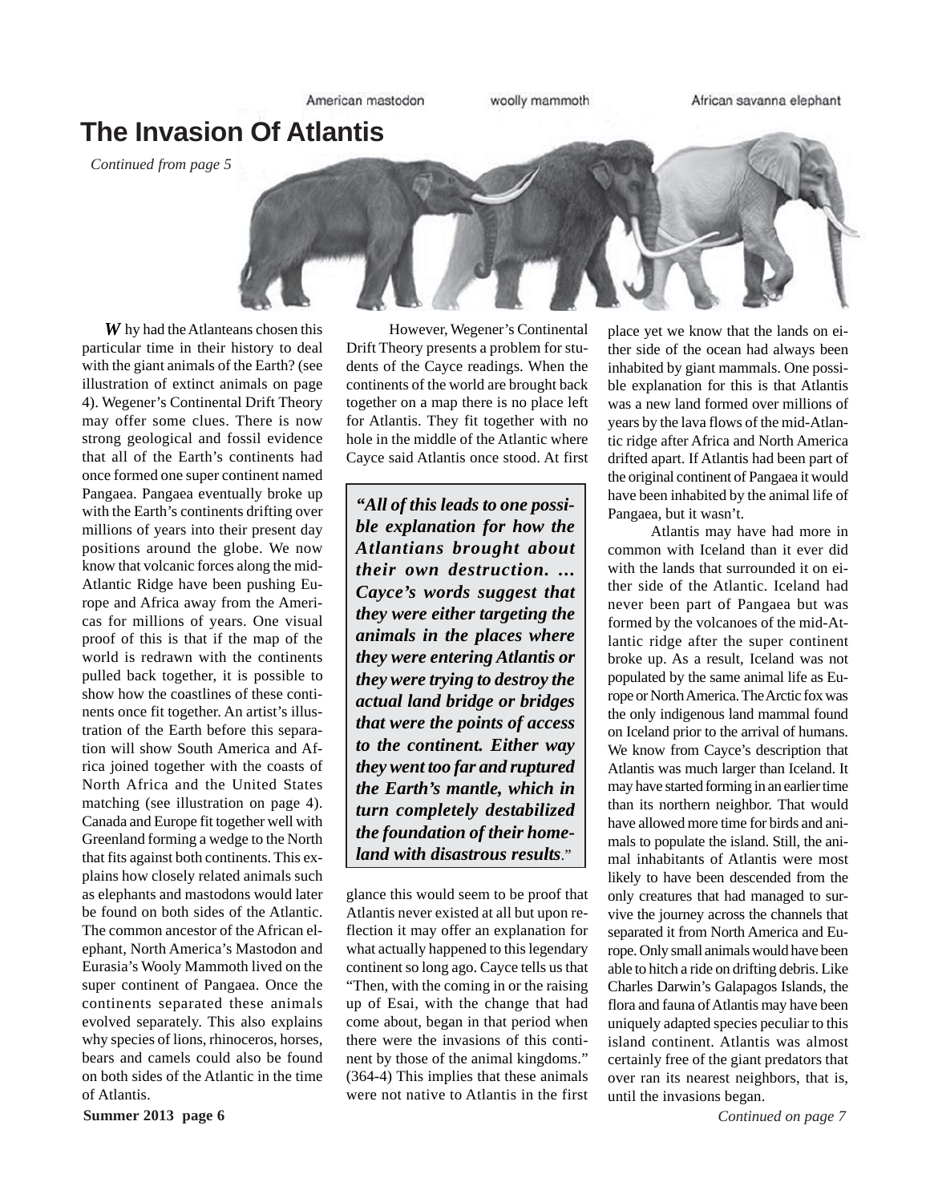American mastodon woolly mammoth African savanna elephant

# The Invasion Of Atlantis

*Continued from page 5*

**W**hy had the Atlanteans chosen this particular time in their history to deal with the giant animals of the Earth? (see illustration of extinct animals on page 4). Wegener's Continental Drift Theory may offer some clues. There is now strong geological and fossil evidence that all of the Earth's continents had once formed one super continent named Pangaea. Pangaea eventually broke up with the Earth's continents drifting over millions of years into their present day positions around the globe. We now know that volcanic forces along the mid-Atlantic Ridge have been pushing Europe and Africa away from the Americas for millions of years. One visual proof of this is that if the map of the world is redrawn with the continents pulled back together, it is possible to show how the coastlines of these continents once fit together. An artist's illustration of the Earth before this separation will show South America and Africa joined together with the coasts of North Africa and the United States matching (see illustration on page 4). Canada and Europe fit together well with Greenland forming a wedge to the North that fits against both continents. This explains how closely related animals such as elephants and mastodons would later be found on both sides of the Atlantic. The common ancestor of the African elephant, North America's Mastodon and Eurasia's Wooly Mammoth lived on the super continent of Pangaea. Once the continents separated these animals evolved separately. This also explains why species of lions, rhinoceros, horses, bears and camels could also be found on both sides of the Atlantic in the time of Atlantis.

However, Wegener's Continental Drift Theory presents a problem for students of the Cayce readings. When the continents of the world are brought back together on a map there is no place left for Atlantis. They fit together with no hole in the middle of the Atlantic where Cayce said Atlantis once stood. At first glance this would seem to be proof that Atlantis never existed at all but upon reflection it may offer an explanation for what actually happened to this legendary continent so long ago. Cayce tells us that "Then, with the coming in or the raising up of Esai, with the change that had come about, began in that period when there were the invasions of this continent by those of the animal kingdoms." (364-4) This implies that these animals were not native to Atlantis in the first place yet we know that the lands on either side of the ocean had always been inhabited by giant mammals. One possible explanation for this is that Atlantis was a new land formed over millions of years by the lava flows of the mid-Atlantic ridge after Africa and North America drifted apart. If Atlantis had been part of the original continent of Pangaea it would have been inhabited by the animal life of Pangaea, but it wasn't.

> ***"All of this leads to one possible explanation for how the Atlantians brought about their own destruction. ... Cayce's words suggest that they were either targeting the animals in the places where they were entering Atlantis or they were trying to destroy the actual land bridge or bridges that were the points of access to the continent. Either way they went too far and ruptured the Earth's mantle, which in turn completely destabilized the foundation of their homeland with disastrous results*."**

Atlantis may have had more in common with Iceland than it ever did with the lands that surrounded it on either side of the Atlantic. Iceland had never been part of Pangaea but was formed by the volcanoes of the mid-Atlantic ridge after the super continent broke up. As a result, Iceland was not populated by the same animal life as Europe or North America. The Arctic fox was the only indigenous land mammal found on Iceland prior to the arrival of humans. We know from Cayce's description that Atlantis was much larger than Iceland. It may have started forming in an earlier time than its northern neighbor. That would have allowed more time for birds and animals to populate the island. Still, the animal inhabitants of Atlantis were most likely to have been descended from the only creatures that had managed to survive the journey across the channels that separated it from North America and Europe. Only small animals would have been able to hitch a ride on drifting debris. Like Charles Darwin's Galapagos Islands, the flora and fauna of Atlantis may have been uniquely adapted species peculiar to this island continent. Atlantis was almost certainly free of the giant predators that over ran its nearest neighbors, that is, until the invasions began.

*Continued on page 7*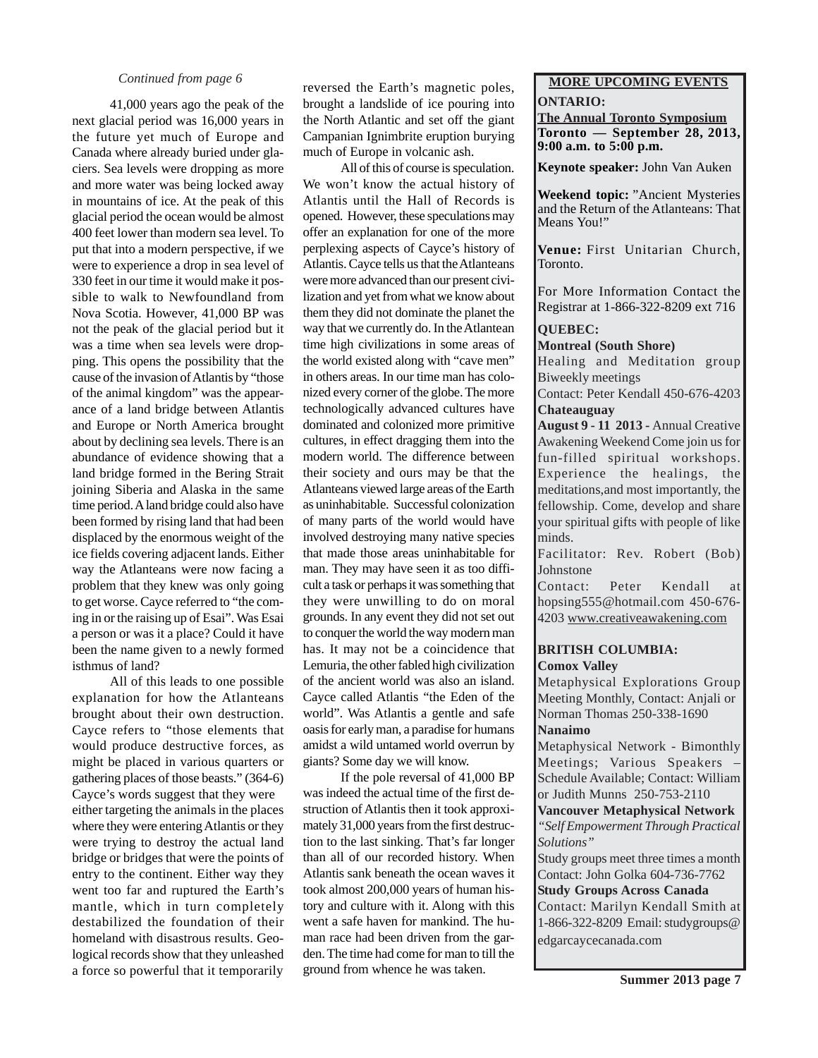*Continued from page 6*

41,000 years ago the peak of the next glacial period was 16,000 years in the future yet much of Europe and Canada where already buried under glaciers. Sea levels were dropping as more and more water was being locked away in mountains of ice. At the peak of this glacial period the ocean would be almost 400 feet lower than modern sea level. To put that into a modern perspective, if we were to experience a drop in sea level of 330 feet in our time it would make it possible to walk to Newfoundland from Nova Scotia. However, 41,000 BP was not the peak of the glacial period but it was a time when sea levels were dropping. This opens the possibility that the cause of the invasion of Atlantis by "those of the animal kingdom" was the appearance of a land bridge between Atlantis and Europe or North America brought about by declining sea levels. There is an abundance of evidence showing that a land bridge formed in the Bering Strait joining Siberia and Alaska in the same time period. A land bridge could also have been formed by rising land that had been displaced by the enormous weight of the ice fields covering adjacent lands. Either way the Atlanteans were now facing a problem that they knew was only going to get worse. Cayce referred to "the coming in or the raising up of Esai". Was Esai a person or was it a place? Could it have been the name given to a newly formed isthmus of land?

All of this leads to one possible explanation for how the Atlanteans brought about their own destruction. Cayce refers to "those elements that would produce destructive forces, as might be placed in various quarters or gathering places of those beasts." (364-6) Cayce's words suggest that they were either targeting the animals in the places where they were entering Atlantis or they were trying to destroy the actual land bridge or bridges that were the points of entry to the continent. Either way they went too far and ruptured the Earth's mantle, which in turn completely destabilized the foundation of their homeland with disastrous results. Geological records show that they unleashed a force so powerful that it temporarily reversed the Earth's magnetic poles, brought a landslide of ice pouring into the North Atlantic and set off the giant Campanian Ignimbrite eruption burying much of Europe in volcanic ash.

All of this of course is speculation. We won't know the actual history of Atlantis until the Hall of Records is opened. However, these speculations may offer an explanation for one of the more perplexing aspects of Cayce's history of Atlantis. Cayce tells us that the Atlanteans were more advanced than our present civilization and yet from what we know about them they did not dominate the planet the way that we currently do. In the Atlantean time high civilizations in some areas of the world existed along with "cave men" in others areas. In our time man has colonized every corner of the globe. The more technologically advanced cultures have dominated and colonized more primitive cultures, in effect dragging them into the modern world. The difference between their society and ours may be that the Atlanteans viewed large areas of the Earth as uninhabitable. Successful colonization of many parts of the world would have involved destroying many native species that made those areas uninhabitable for man. They may have seen it as too difficult a task or perhaps it was something that they were unwilling to do on moral grounds. In any event they did not set out to conquer the world the way modern man has. It may not be a coincidence that Lemuria, the other fabled high civilization of the ancient world was also an island. Cayce called Atlantis "the Eden of the world". Was Atlantis a gentle and safe oasis for early man, a paradise for humans amidst a wild untamed world overrun by giants? Some day we will know.

If the pole reversal of 41,000 BP was indeed the actual time of the first destruction of Atlantis then it took approximately 31,000 years from the first destruction to the last sinking. That's far longer than all of our recorded history. When Atlantis sank beneath the ocean waves it took almost 200,000 years of human history and culture with it. Along with this went a safe haven for mankind. The human race had been driven from the garden. The time had come for man to till the ground from whence he was taken.

## MORE UPCOMING EVENTS

**ONTARIO:**

**The Annual Toronto Symposium**
**Toronto — September 28, 2013, 9:00 a.m. to 5:00 p.m.**

**Keynote speaker:** John Van Auken

**Weekend topic:** "Ancient Mysteries and the Return of the Atlanteans: That Means You!"

**Venue:** First Unitarian Church, Toronto.

For More Information Contact the Registrar at 1-866-322-8209 ext 716

**QUEBEC:**

**Montreal (South Shore)**
Healing and Meditation group Biweekly meetings
Contact: Peter Kendall 450-676-4203

**Chateauguay**
**August 9 - 11 2013 -** Annual Creative Awakening Weekend Come join us for fun-filled spiritual workshops. Experience the healings, the meditations,and most importantly, the fellowship. Come, develop and share your spiritual gifts with people of like minds.
Facilitator: Rev. Robert (Bob) Johnstone
Contact: Peter Kendall at hopsing555@hotmail.com 450-676-4203 www.creativeawakening.com

**BRITISH COLUMBIA:**

**Comox Valley**
Metaphysical Explorations Group Meeting Monthly, Contact: Anjali or Norman Thomas 250-338-1690

**Nanaimo**
Metaphysical Network - Bimonthly Meetings; Various Speakers – Schedule Available; Contact: William or Judith Munns 250-753-2110

**Vancouver Metaphysical Network**
*"Self Empowerment Through Practical Solutions"*
Study groups meet three times a month
Contact: John Golka 604-736-7762

**Study Groups Across Canada**
Contact: Marilyn Kendall Smith at 1-866-322-8209 Email: studygroups@edgarcaycecanada.com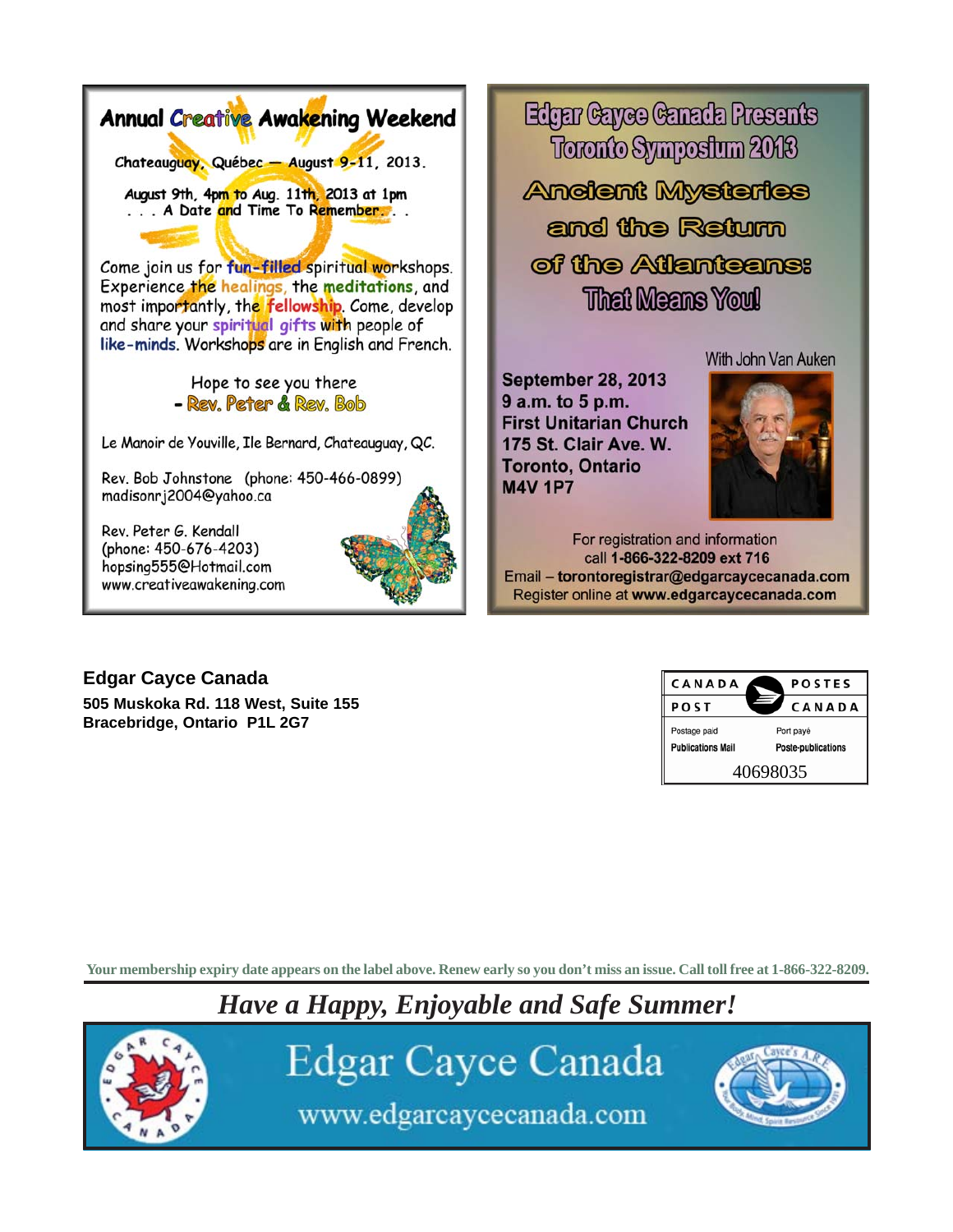## Annual Creative Awakening Weekend

Chateauguay, Québec — August 9-11, 2013.

August 9th, 4pm to Aug. 11th, 2013 at 1pm
. . . A Date and Time To Remember. . .

Come join us for fun-filled spiritual workshops. Experience the healings, the meditations, and most importantly, the fellowship. Come, develop and share your spiritual gifts with people of like-minds. Workshops are in English and French.

Hope to see you there
- Rev. Peter & Rev. Bob

Le Manoir de Youville, Ile Bernard, Chateauguay, QC.

Rev. Bob Johnstone (phone: 450-466-0899)
madisonrj2004@yahoo.ca

Rev. Peter G. Kendall
(phone: 450-676-4203)
hopsing555@Hotmail.com
www.creativeawakening.com

## Edgar Cayce Canada Presents Toronto Symposium 2013

## Ancient Mysteries and the Return of the Atlanteans: That Means You!

With John Van Auken

**September 28, 2013**
**9 a.m. to 5 p.m.**
**First Unitarian Church**
**175 St. Clair Ave. W.**
**Toronto, Ontario**
**M4V 1P7**

For registration and information
call **1-866-322-8209 ext 716**
Email – **torontoregistrar@edgarcaycecanada.com**
Register online at **www.edgarcaycecanada.com**

**Edgar Cayce Canada**
**505 Muskoka Rd. 118 West, Suite 155**
**Bracebridge, Ontario P1L 2G7**

CANADA POST / POSTES CANADA
Postage paid / Port payé
Publications Mail / Poste-publications
40698035

**Your membership expiry date appears on the label above. Renew early so you don't miss an issue. Call toll free at 1-866-322-8209.**

***Have a Happy, Enjoyable and Safe Summer!***

Edgar Cayce Canada
www.edgarcaycecanada.com